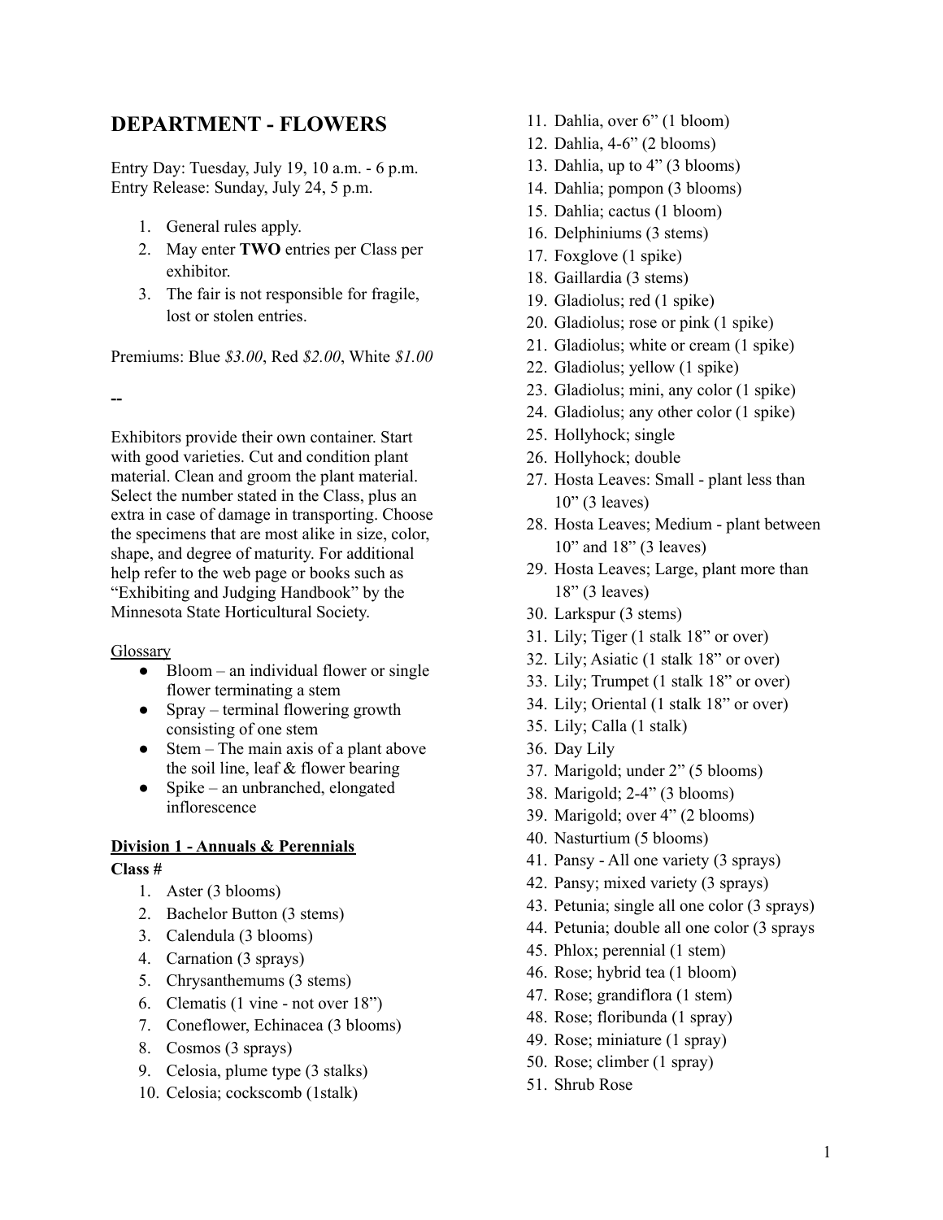## DEPARTMENT - FLOWERS

Entry Day: Tuesday, July 19, 10 a.m. - 6 p.m.
Entry Release: Sunday, July 24, 5 p.m.

1. General rules apply.
2. May enter **TWO** entries per Class per exhibitor.
3. The fair is not responsible for fragile, lost or stolen entries.

Premiums: Blue *$3.00*, Red *$2.00*, White *$1.00*

--

Exhibitors provide their own container. Start with good varieties. Cut and condition plant material. Clean and groom the plant material. Select the number stated in the Class, plus an extra in case of damage in transporting. Choose the specimens that are most alike in size, color, shape, and degree of maturity. For additional help refer to the web page or books such as "Exhibiting and Judging Handbook" by the Minnesota State Horticultural Society.

<u>Glossary</u>

- Bloom – an individual flower or single flower terminating a stem
- Spray – terminal flowering growth consisting of one stem
- Stem – The main axis of a plant above the soil line, leaf & flower bearing
- Spike – an unbranched, elongated inflorescence

**<u>Division 1 - Annuals & Perennials</u>**

**Class #**

1. Aster (3 blooms)
2. Bachelor Button (3 stems)
3. Calendula (3 blooms)
4. Carnation (3 sprays)
5. Chrysanthemums (3 stems)
6. Clematis (1 vine - not over 18")
7. Coneflower, Echinacea (3 blooms)
8. Cosmos (3 sprays)
9. Celosia, plume type (3 stalks)
10. Celosia; cockscomb (1stalk)
11. Dahlia, over 6" (1 bloom)
12. Dahlia, 4-6" (2 blooms)
13. Dahlia, up to 4" (3 blooms)
14. Dahlia; pompon (3 blooms)
15. Dahlia; cactus (1 bloom)
16. Delphiniums (3 stems)
17. Foxglove (1 spike)
18. Gaillardia (3 stems)
19. Gladiolus; red (1 spike)
20. Gladiolus; rose or pink (1 spike)
21. Gladiolus; white or cream (1 spike)
22. Gladiolus; yellow (1 spike)
23. Gladiolus; mini, any color (1 spike)
24. Gladiolus; any other color (1 spike)
25. Hollyhock; single
26. Hollyhock; double
27. Hosta Leaves: Small - plant less than 10" (3 leaves)
28. Hosta Leaves; Medium - plant between 10" and 18" (3 leaves)
29. Hosta Leaves; Large, plant more than 18" (3 leaves)
30. Larkspur (3 stems)
31. Lily; Tiger (1 stalk 18" or over)
32. Lily; Asiatic (1 stalk 18" or over)
33. Lily; Trumpet (1 stalk 18" or over)
34. Lily; Oriental (1 stalk 18" or over)
35. Lily; Calla (1 stalk)
36. Day Lily
37. Marigold; under 2" (5 blooms)
38. Marigold; 2-4" (3 blooms)
39. Marigold; over 4" (2 blooms)
40. Nasturtium (5 blooms)
41. Pansy - All one variety (3 sprays)
42. Pansy; mixed variety (3 sprays)
43. Petunia; single all one color (3 sprays)
44. Petunia; double all one color (3 sprays
45. Phlox; perennial (1 stem)
46. Rose; hybrid tea (1 bloom)
47. Rose; grandiflora (1 stem)
48. Rose; floribunda (1 spray)
49. Rose; miniature (1 spray)
50. Rose; climber (1 spray)
51. Shrub Rose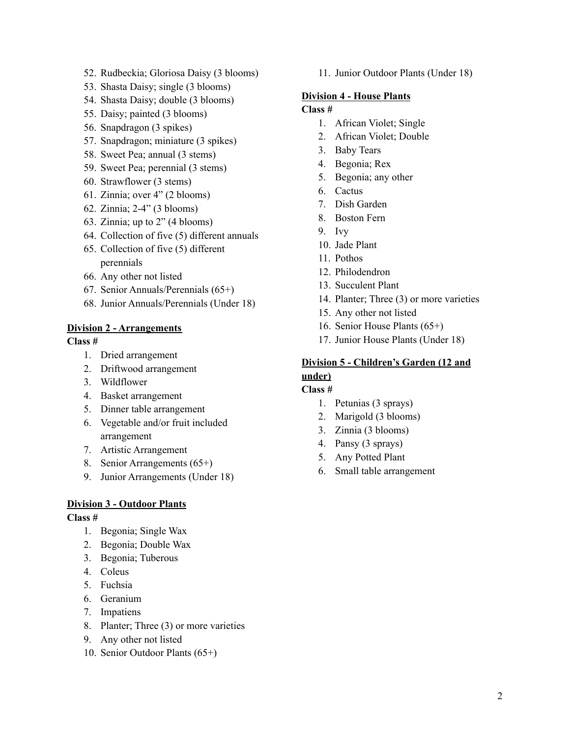52. Rudbeckia; Gloriosa Daisy (3 blooms)
53. Shasta Daisy; single (3 blooms)
54. Shasta Daisy; double (3 blooms)
55. Daisy; painted (3 blooms)
56. Snapdragon (3 spikes)
57. Snapdragon; miniature (3 spikes)
58. Sweet Pea; annual (3 stems)
59. Sweet Pea; perennial (3 stems)
60. Strawflower (3 stems)
61. Zinnia; over 4" (2 blooms)
62. Zinnia; 2-4" (3 blooms)
63. Zinnia; up to 2" (4 blooms)
64. Collection of five (5) different annuals
65. Collection of five (5) different perennials
66. Any other not listed
67. Senior Annuals/Perennials (65+)
68. Junior Annuals/Perennials (Under 18)

**Division 2 - Arrangements**

**Class #**

1. Dried arrangement
2. Driftwood arrangement
3. Wildflower
4. Basket arrangement
5. Dinner table arrangement
6. Vegetable and/or fruit included arrangement
7. Artistic Arrangement
8. Senior Arrangements (65+)
9. Junior Arrangements (Under 18)

**Division 3 - Outdoor Plants**

**Class #**

1. Begonia; Single Wax
2. Begonia; Double Wax
3. Begonia; Tuberous
4. Coleus
5. Fuchsia
6. Geranium
7. Impatiens
8. Planter; Three (3) or more varieties
9. Any other not listed
10. Senior Outdoor Plants (65+)
11. Junior Outdoor Plants (Under 18)

**Division 4 - House Plants**

**Class #**

1. African Violet; Single
2. African Violet; Double
3. Baby Tears
4. Begonia; Rex
5. Begonia; any other
6. Cactus
7. Dish Garden
8. Boston Fern
9. Ivy
10. Jade Plant
11. Pothos
12. Philodendron
13. Succulent Plant
14. Planter; Three (3) or more varieties
15. Any other not listed
16. Senior House Plants (65+)
17. Junior House Plants (Under 18)

**Division 5 - Children's Garden (12 and under)**

**Class #**

1. Petunias (3 sprays)
2. Marigold (3 blooms)
3. Zinnia (3 blooms)
4. Pansy (3 sprays)
5. Any Potted Plant
6. Small table arrangement